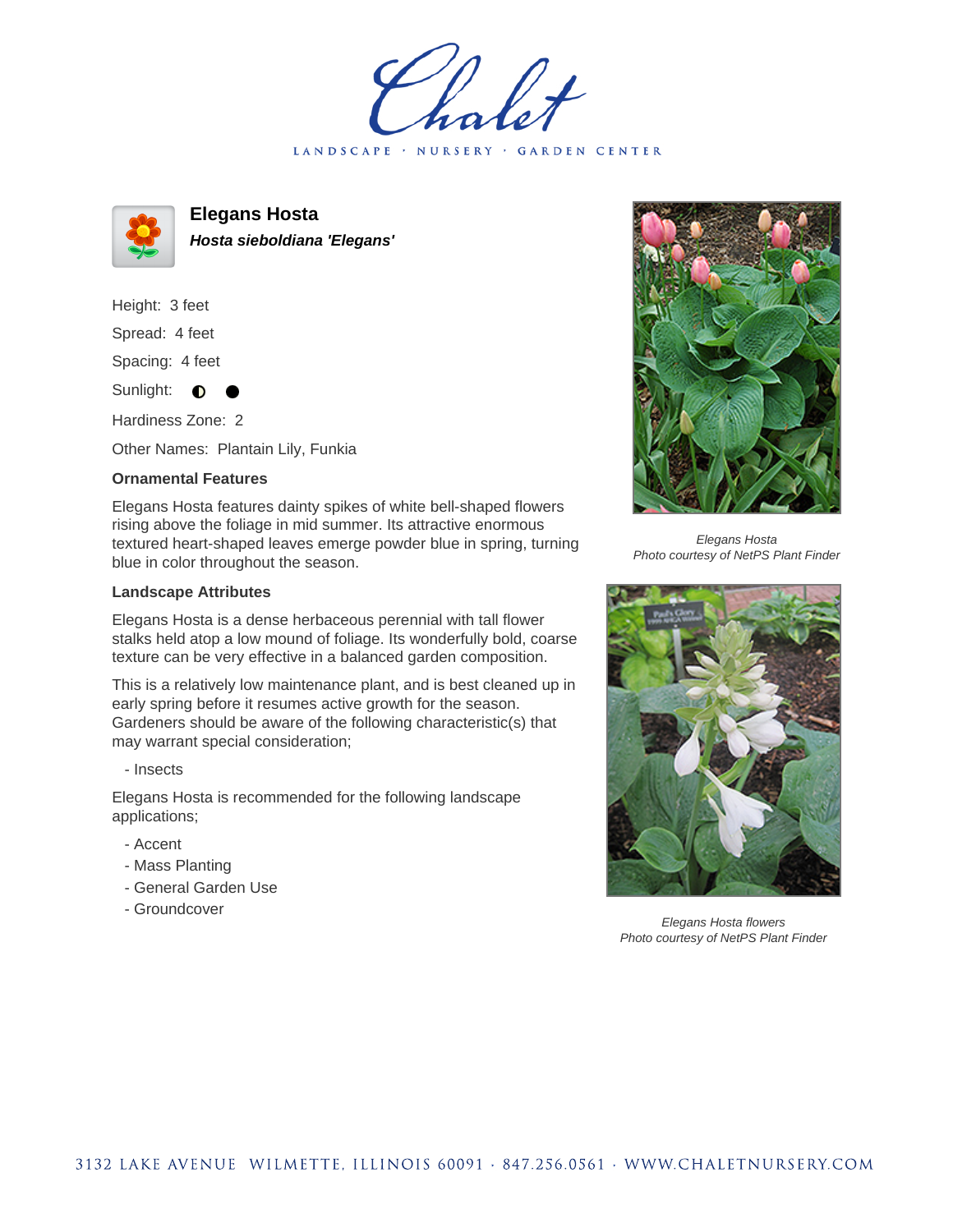# Chalet

LANDSCAPE · NURSERY · GARDEN CENTER

## Elegans Hosta

***Hosta sieboldiana 'Elegans'***

Height: 3 feet

Spread: 4 feet

Spacing: 4 feet

Sunlight: ◐ ●

Hardiness Zone: 2

Other Names: Plantain Lily, Funkia

### Ornamental Features

Elegans Hosta features dainty spikes of white bell-shaped flowers rising above the foliage in mid summer. Its attractive enormous textured heart-shaped leaves emerge powder blue in spring, turning blue in color throughout the season.

### Landscape Attributes

Elegans Hosta is a dense herbaceous perennial with tall flower stalks held atop a low mound of foliage. Its wonderfully bold, coarse texture can be very effective in a balanced garden composition.

This is a relatively low maintenance plant, and is best cleaned up in early spring before it resumes active growth for the season. Gardeners should be aware of the following characteristic(s) that may warrant special consideration;

- Insects

Elegans Hosta is recommended for the following landscape applications;

- Accent
- Mass Planting
- General Garden Use
- Groundcover

*Elegans Hosta*
*Photo courtesy of NetPS Plant Finder*

*Elegans Hosta flowers*
*Photo courtesy of NetPS Plant Finder*

3132 LAKE AVENUE WILMETTE, ILLINOIS 60091 · 847.256.0561 · WWW.CHALETNURSERY.COM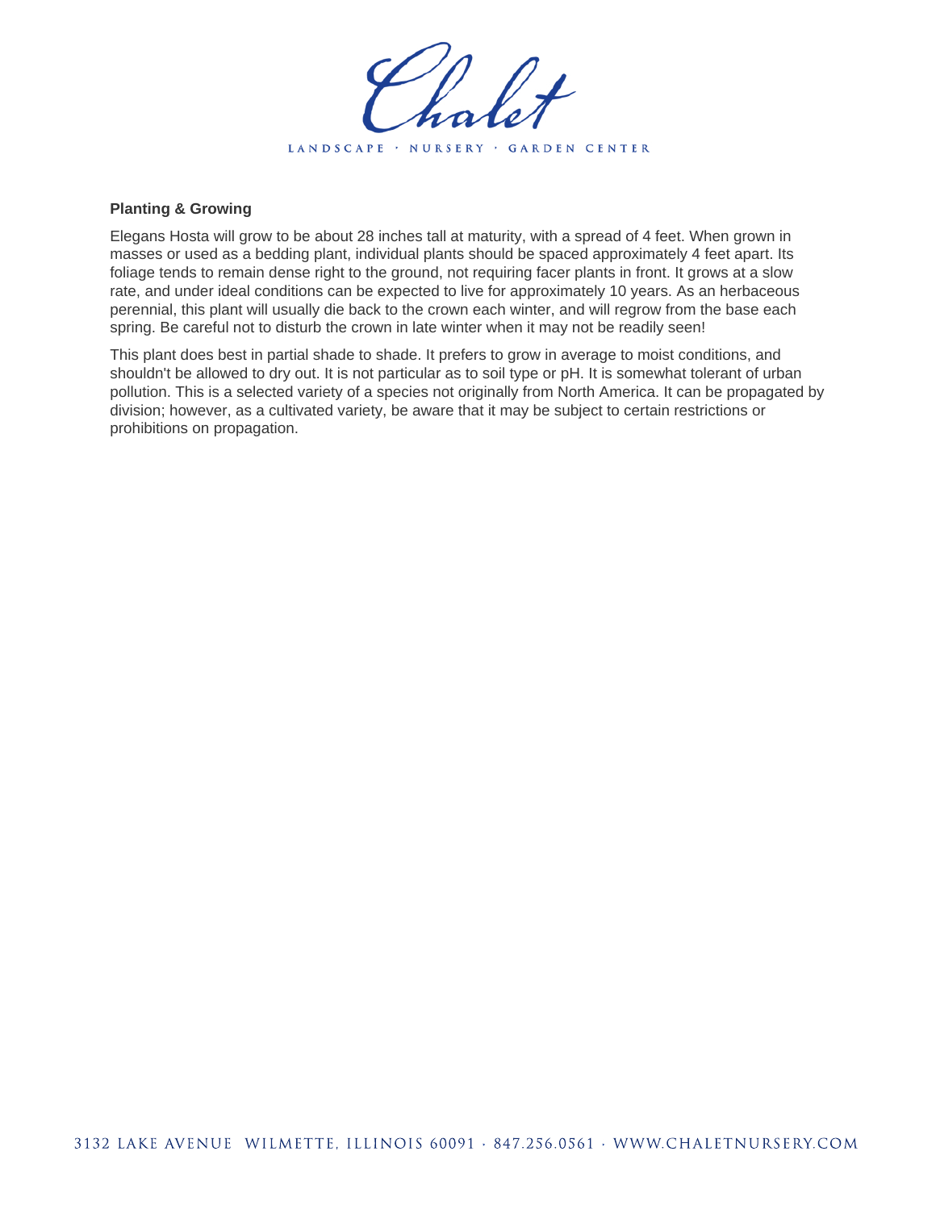**Planting & Growing**

Elegans Hosta will grow to be about 28 inches tall at maturity, with a spread of 4 feet. When grown in masses or used as a bedding plant, individual plants should be spaced approximately 4 feet apart. Its foliage tends to remain dense right to the ground, not requiring facer plants in front. It grows at a slow rate, and under ideal conditions can be expected to live for approximately 10 years. As an herbaceous perennial, this plant will usually die back to the crown each winter, and will regrow from the base each spring. Be careful not to disturb the crown in late winter when it may not be readily seen!

This plant does best in partial shade to shade. It prefers to grow in average to moist conditions, and shouldn't be allowed to dry out. It is not particular as to soil type or pH. It is somewhat tolerant of urban pollution. This is a selected variety of a species not originally from North America. It can be propagated by division; however, as a cultivated variety, be aware that it may be subject to certain restrictions or prohibitions on propagation.